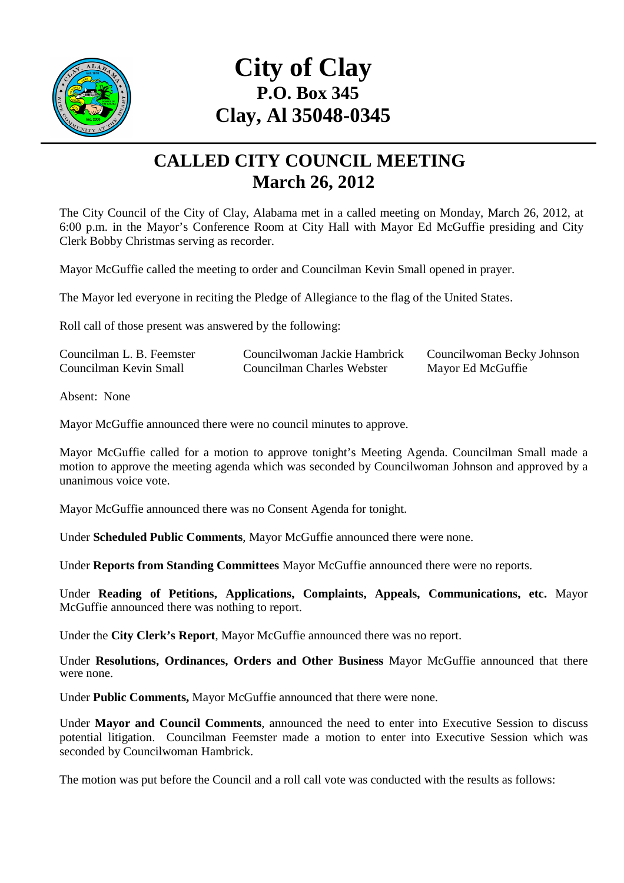# City of Clay
## P.O. Box 345
## Clay, Al 35048-0345

## CALLED CITY COUNCIL MEETING
## March 26, 2012

The City Council of the City of Clay, Alabama met in a called meeting on Monday, March 26, 2012, at 6:00 p.m. in the Mayor's Conference Room at City Hall with Mayor Ed McGuffie presiding and City Clerk Bobby Christmas serving as recorder.

Mayor McGuffie called the meeting to order and Councilman Kevin Small opened in prayer.

The Mayor led everyone in reciting the Pledge of Allegiance to the flag of the United States.

Roll call of those present was answered by the following:

| | | |
|---|---|---|
| Councilman L. B. Feemster | Councilwoman Jackie Hambrick | Councilwoman Becky Johnson |
| Councilman Kevin Small | Councilman Charles Webster | Mayor Ed McGuffie |

Absent: None

Mayor McGuffie announced there were no council minutes to approve.

Mayor McGuffie called for a motion to approve tonight's Meeting Agenda. Councilman Small made a motion to approve the meeting agenda which was seconded by Councilwoman Johnson and approved by a unanimous voice vote.

Mayor McGuffie announced there was no Consent Agenda for tonight.

Under **Scheduled Public Comments**, Mayor McGuffie announced there were none.

Under **Reports from Standing Committees** Mayor McGuffie announced there were no reports.

Under **Reading of Petitions, Applications, Complaints, Appeals, Communications, etc.** Mayor McGuffie announced there was nothing to report.

Under the **City Clerk's Report**, Mayor McGuffie announced there was no report.

Under **Resolutions, Ordinances, Orders and Other Business** Mayor McGuffie announced that there were none.

Under **Public Comments,** Mayor McGuffie announced that there were none.

Under **Mayor and Council Comments**, announced the need to enter into Executive Session to discuss potential litigation. Councilman Feemster made a motion to enter into Executive Session which was seconded by Councilwoman Hambrick.

The motion was put before the Council and a roll call vote was conducted with the results as follows: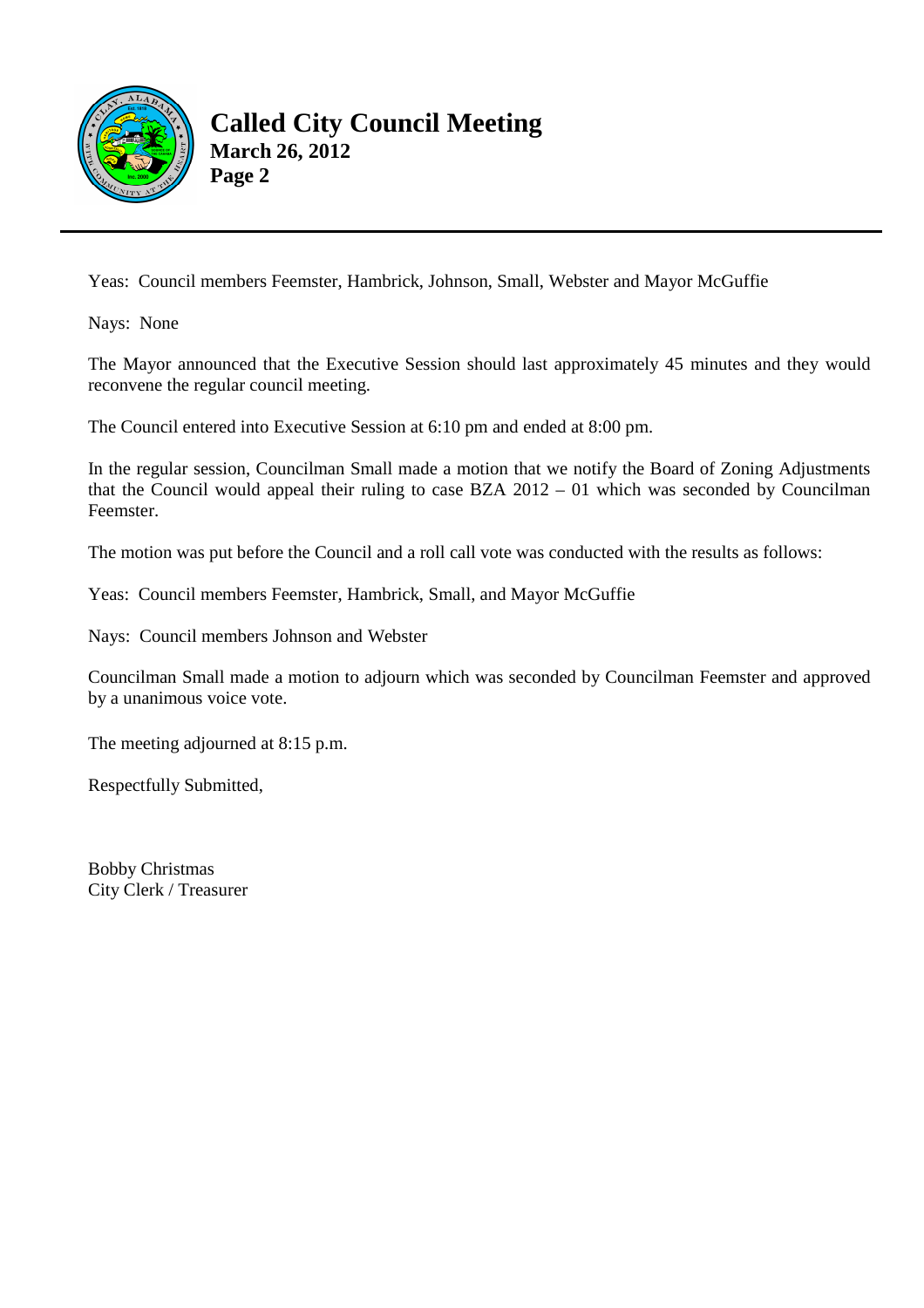Yeas: Council members Feemster, Hambrick, Johnson, Small, Webster and Mayor McGuffie

Nays: None

The Mayor announced that the Executive Session should last approximately 45 minutes and they would reconvene the regular council meeting.

The Council entered into Executive Session at 6:10 pm and ended at 8:00 pm.

In the regular session, Councilman Small made a motion that we notify the Board of Zoning Adjustments that the Council would appeal their ruling to case BZA 2012 – 01 which was seconded by Councilman Feemster.

The motion was put before the Council and a roll call vote was conducted with the results as follows:

Yeas: Council members Feemster, Hambrick, Small, and Mayor McGuffie

Nays: Council members Johnson and Webster

Councilman Small made a motion to adjourn which was seconded by Councilman Feemster and approved by a unanimous voice vote.

The meeting adjourned at 8:15 p.m.

Respectfully Submitted,

Bobby Christmas
City Clerk / Treasurer